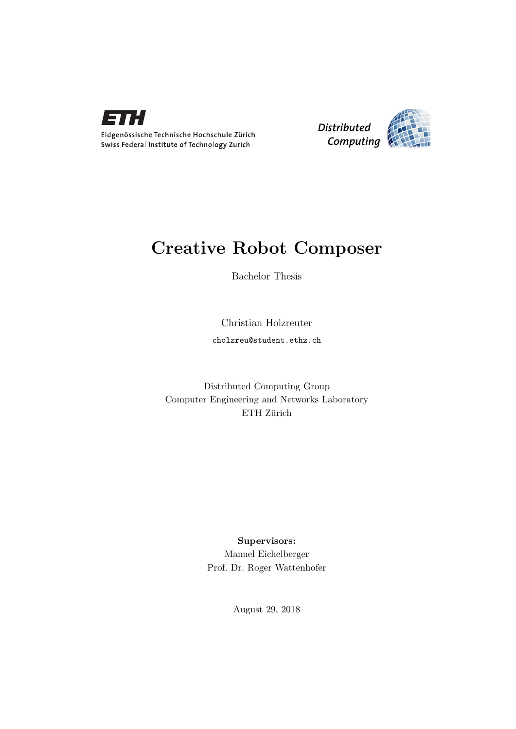Eidgenössische Technische Hochschule Zürich
Swiss Federal Institute of Technology Zurich

*Distributed Computing*

# Creative Robot Composer

Bachelor Thesis

Christian Holzreuter

`cholzreu@student.ethz.ch`

Distributed Computing Group
Computer Engineering and Networks Laboratory
ETH Zürich

**Supervisors:**
Manuel Eichelberger
Prof. Dr. Roger Wattenhofer

August 29, 2018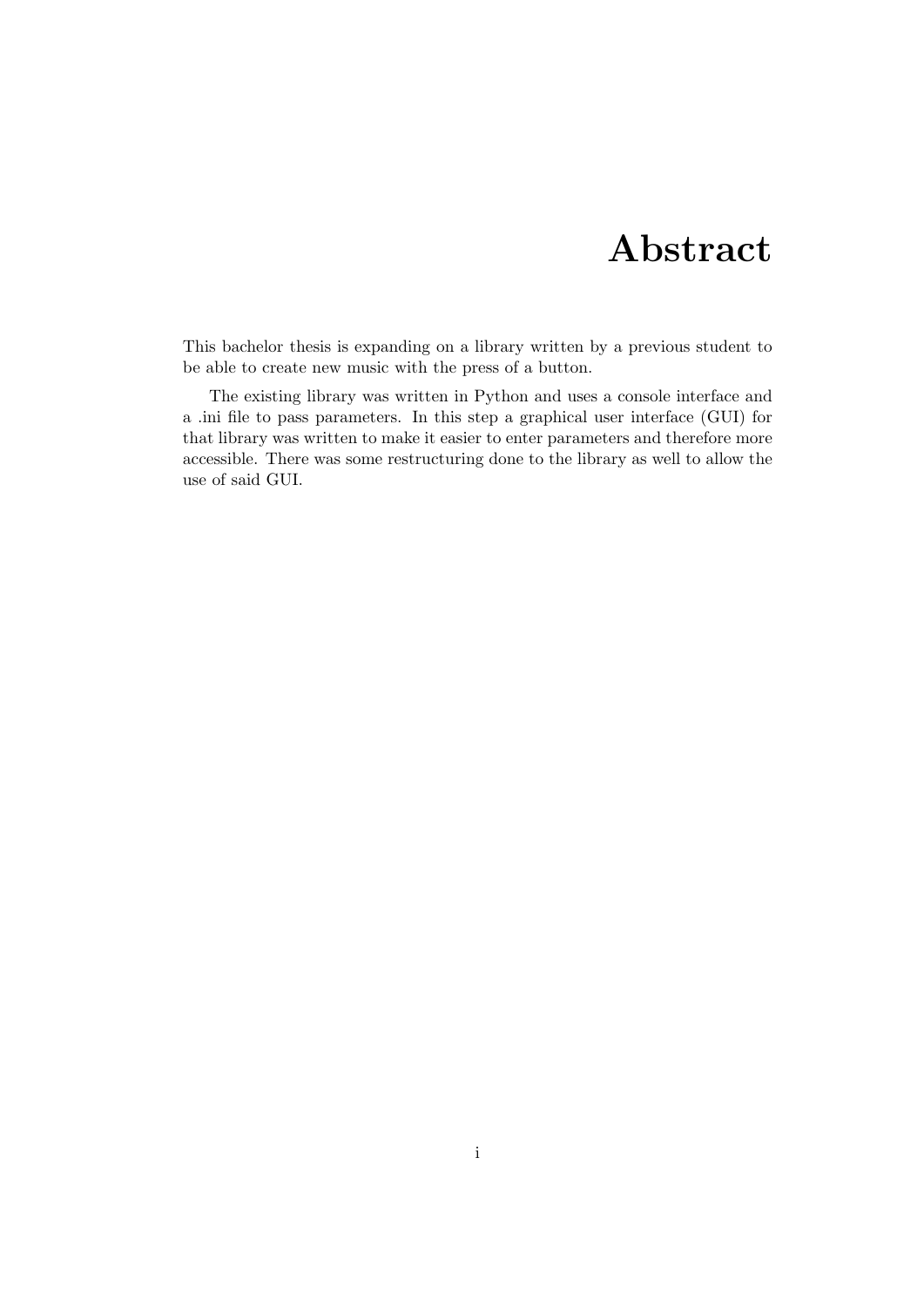# Abstract

This bachelor thesis is expanding on a library written by a previous student to be able to create new music with the press of a button.

The existing library was written in Python and uses a console interface and a .ini file to pass parameters. In this step a graphical user interface (GUI) for that library was written to make it easier to enter parameters and therefore more accessible. There was some restructuring done to the library as well to allow the use of said GUI.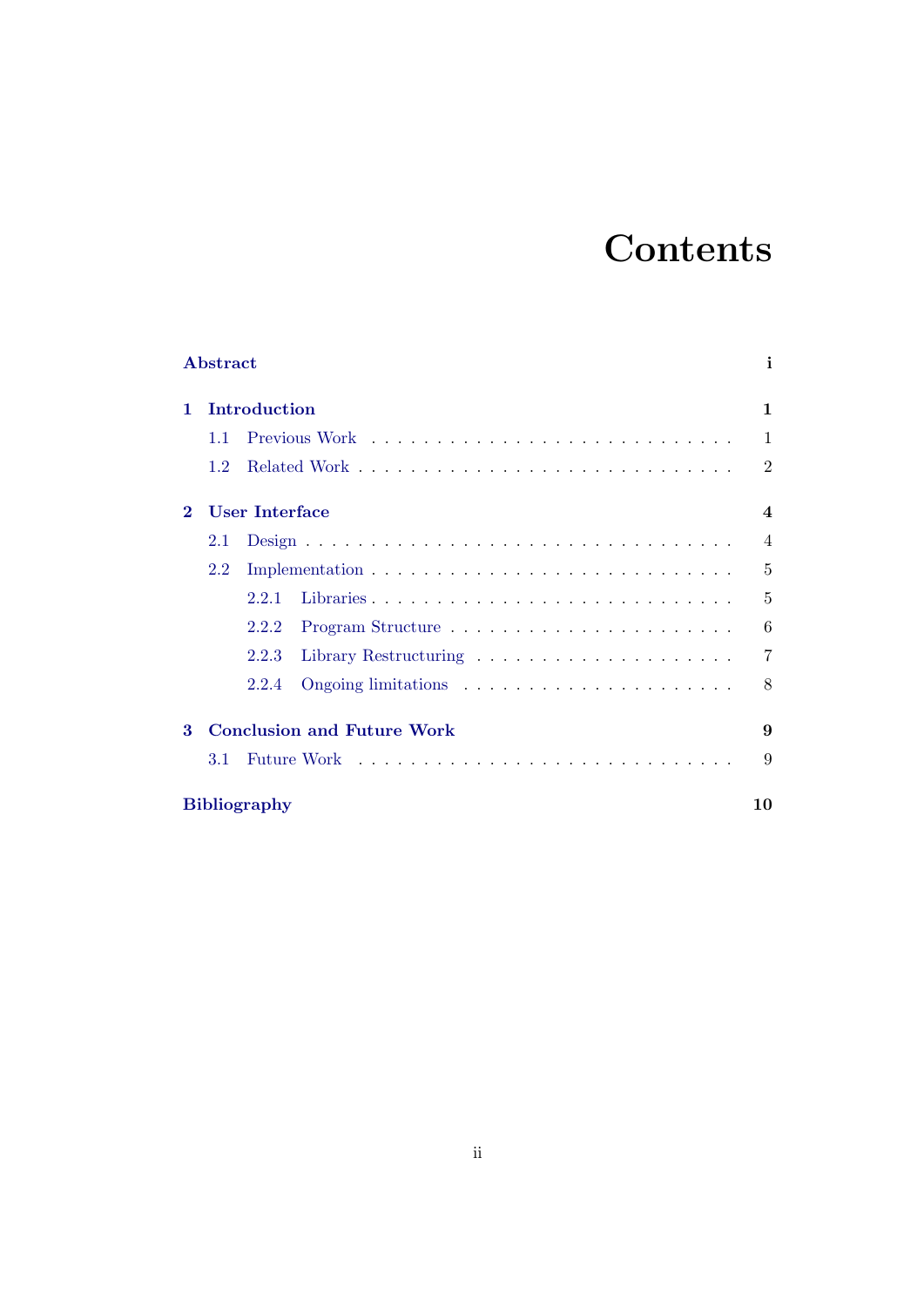# Contents

**Abstract** **i**

**1 Introduction** **1**

- 1.1 Previous Work . . . . . . . . . . . . . . . . . . . . . . . . . . . 1
- 1.2 Related Work . . . . . . . . . . . . . . . . . . . . . . . . . . . 2

**2 User Interface** **4**

- 2.1 Design . . . . . . . . . . . . . . . . . . . . . . . . . . . . . . . 4
- 2.2 Implementation . . . . . . . . . . . . . . . . . . . . . . . . . . 5
  - 2.2.1 Libraries . . . . . . . . . . . . . . . . . . . . . . . . . . 5
  - 2.2.2 Program Structure . . . . . . . . . . . . . . . . . . . . . 6
  - 2.2.3 Library Restructuring . . . . . . . . . . . . . . . . . . . 7
  - 2.2.4 Ongoing limitations . . . . . . . . . . . . . . . . . . . . 8

**3 Conclusion and Future Work** **9**

- 3.1 Future Work . . . . . . . . . . . . . . . . . . . . . . . . . . . 9

**Bibliography** **10**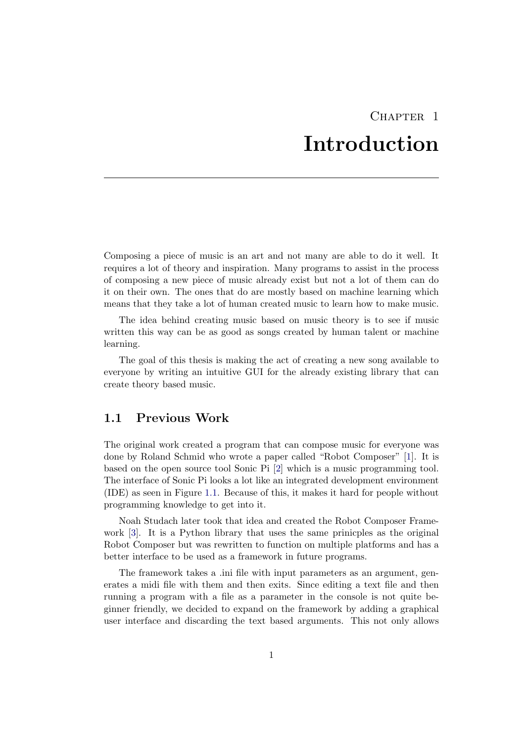# Chapter 1
# Introduction

Composing a piece of music is an art and not many are able to do it well. It requires a lot of theory and inspiration. Many programs to assist in the process of composing a new piece of music already exist but not a lot of them can do it on their own. The ones that do are mostly based on machine learning which means that they take a lot of human created music to learn how to make music.

The idea behind creating music based on music theory is to see if music written this way can be as good as songs created by human talent or machine learning.

The goal of this thesis is making the act of creating a new song available to everyone by writing an intuitive GUI for the already existing library that can create theory based music.

## 1.1 Previous Work

The original work created a program that can compose music for everyone was done by Roland Schmid who wrote a paper called "Robot Composer" [1]. It is based on the open source tool Sonic Pi [2] which is a music programming tool. The interface of Sonic Pi looks a lot like an integrated development environment (IDE) as seen in Figure 1.1. Because of this, it makes it hard for people without programming knowledge to get into it.

Noah Studach later took that idea and created the Robot Composer Framework [3]. It is a Python library that uses the same prinicples as the original Robot Composer but was rewritten to function on multiple platforms and has a better interface to be used as a framework in future programs.

The framework takes a .ini file with input parameters as an argument, generates a midi file with them and then exits. Since editing a text file and then running a program with a file as a parameter in the console is not quite beginner friendly, we decided to expand on the framework by adding a graphical user interface and discarding the text based arguments. This not only allows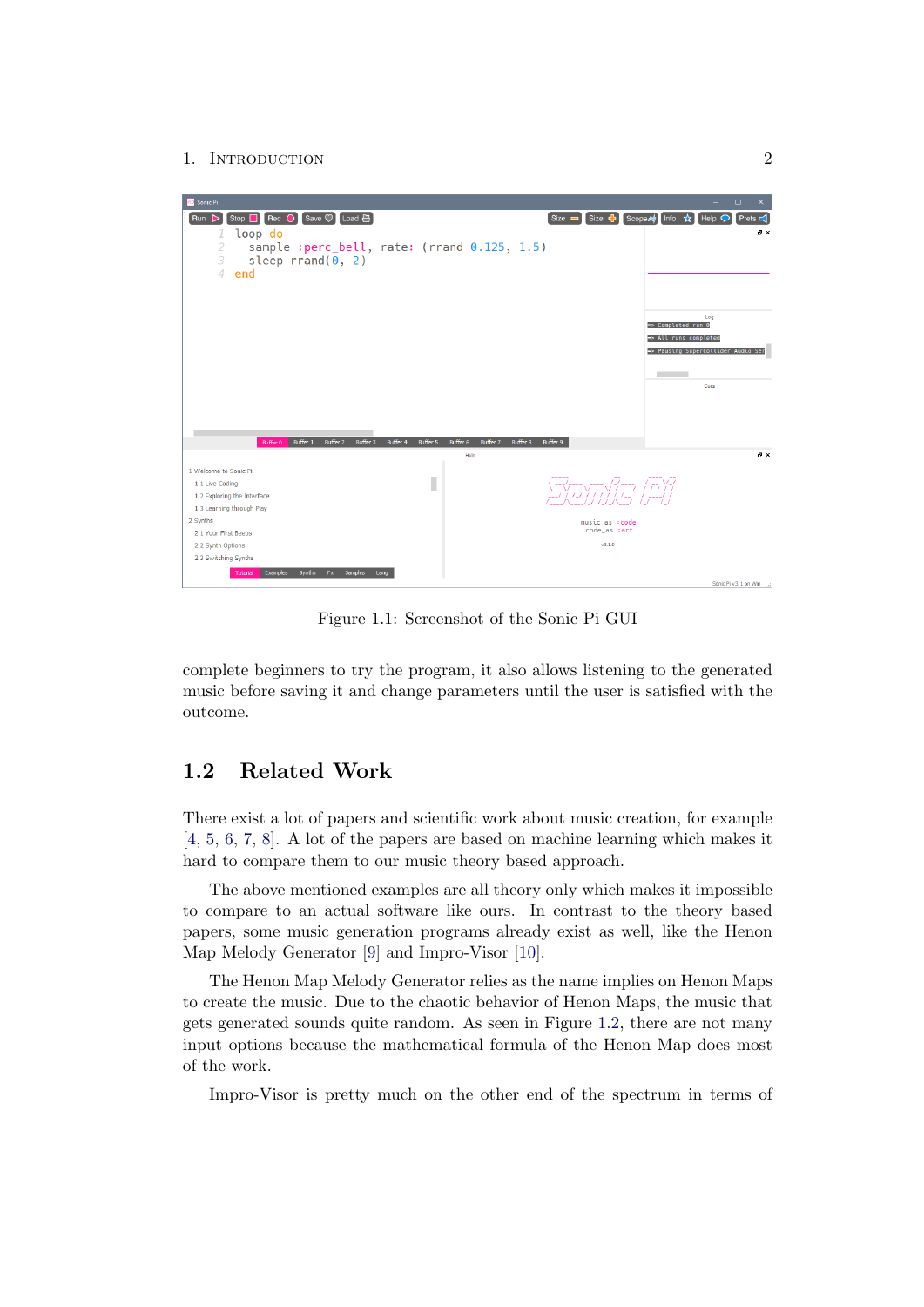Figure 1.1: Screenshot of the Sonic Pi GUI

complete beginners to try the program, it also allows listening to the generated music before saving it and change parameters until the user is satisfied with the outcome.

## 1.2 Related Work

There exist a lot of papers and scientific work about music creation, for example [4, 5, 6, 7, 8]. A lot of the papers are based on machine learning which makes it hard to compare them to our music theory based approach.

The above mentioned examples are all theory only which makes it impossible to compare to an actual software like ours. In contrast to the theory based papers, some music generation programs already exist as well, like the Henon Map Melody Generator [9] and Impro-Visor [10].

The Henon Map Melody Generator relies as the name implies on Henon Maps to create the music. Due to the chaotic behavior of Henon Maps, the music that gets generated sounds quite random. As seen in Figure 1.2, there are not many input options because the mathematical formula of the Henon Map does most of the work.

Impro-Visor is pretty much on the other end of the spectrum in terms of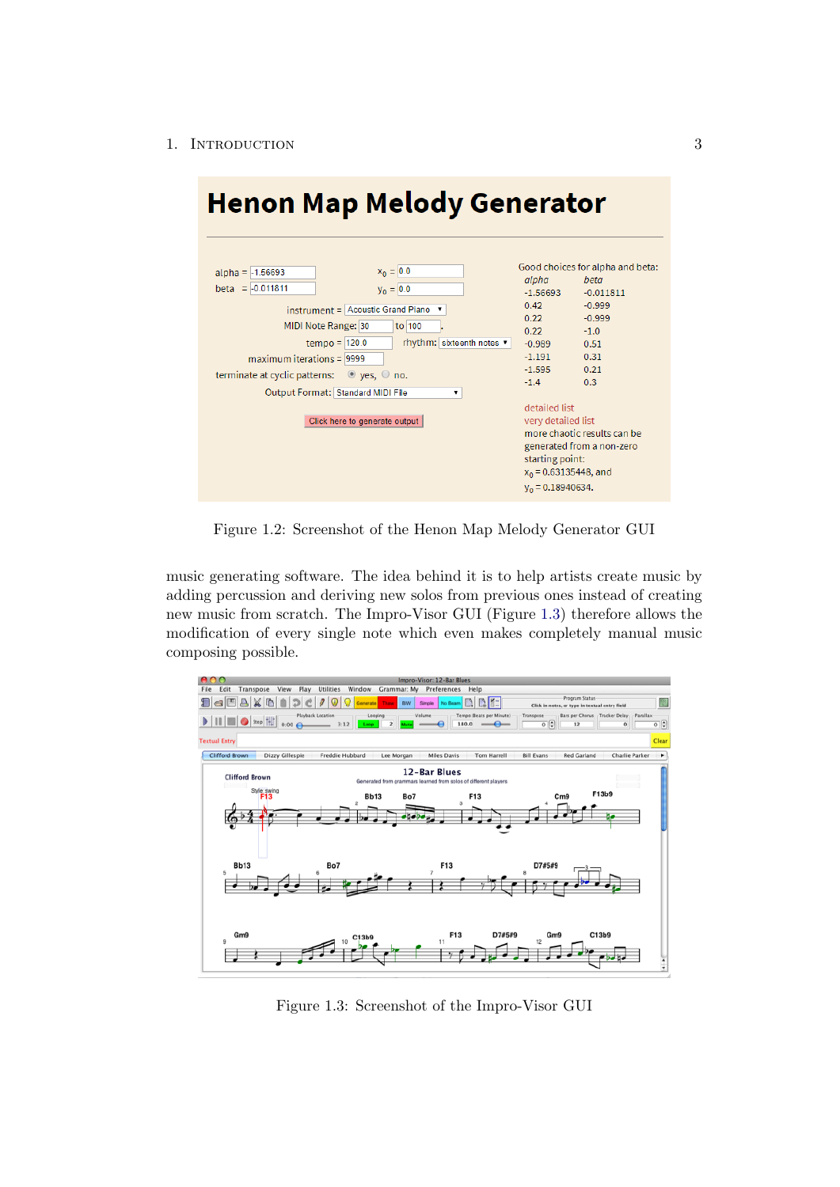Figure 1.2: Screenshot of the Henon Map Melody Generator GUI

music generating software. The idea behind it is to help artists create music by adding percussion and deriving new solos from previous ones instead of creating new music from scratch. The Impro-Visor GUI (Figure 1.3) therefore allows the modification of every single note which even makes completely manual music composing possible.

Figure 1.3: Screenshot of the Impro-Visor GUI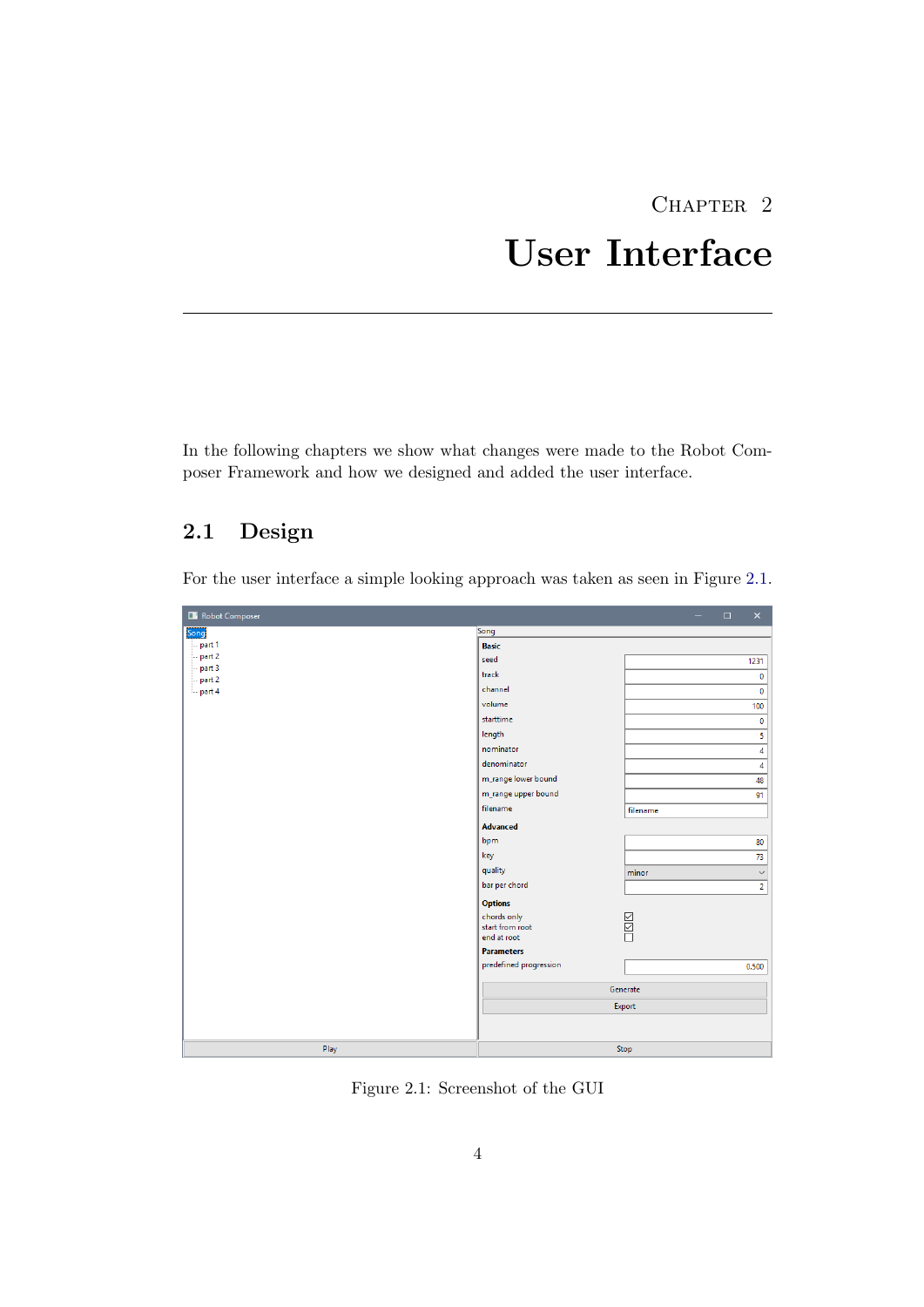# Chapter 2

# User Interface

In the following chapters we show what changes were made to the Robot Composer Framework and how we designed and added the user interface.

## 2.1 Design

For the user interface a simple looking approach was taken as seen in Figure 2.1.

Figure 2.1: Screenshot of the GUI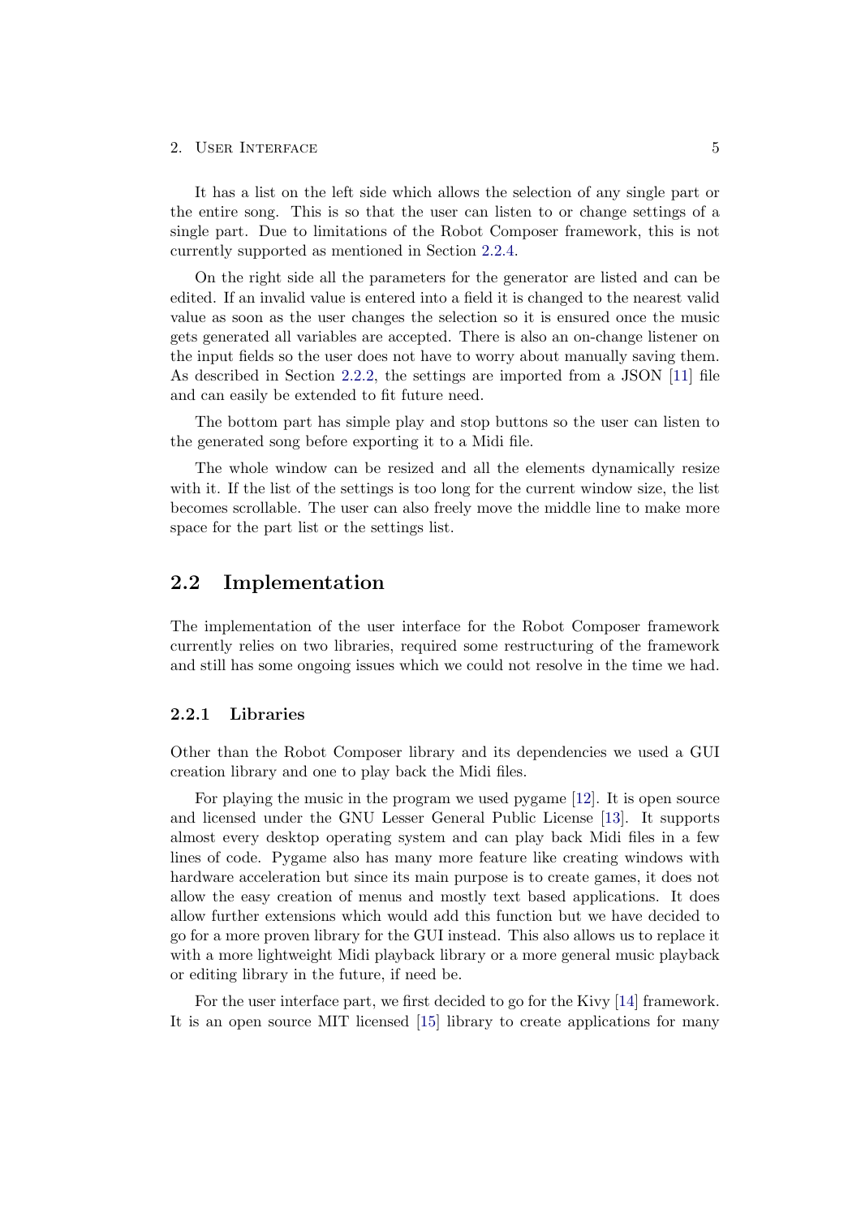It has a list on the left side which allows the selection of any single part or the entire song. This is so that the user can listen to or change settings of a single part. Due to limitations of the Robot Composer framework, this is not currently supported as mentioned in Section 2.2.4.

On the right side all the parameters for the generator are listed and can be edited. If an invalid value is entered into a field it is changed to the nearest valid value as soon as the user changes the selection so it is ensured once the music gets generated all variables are accepted. There is also an on-change listener on the input fields so the user does not have to worry about manually saving them. As described in Section 2.2.2, the settings are imported from a JSON [11] file and can easily be extended to fit future need.

The bottom part has simple play and stop buttons so the user can listen to the generated song before exporting it to a Midi file.

The whole window can be resized and all the elements dynamically resize with it. If the list of the settings is too long for the current window size, the list becomes scrollable. The user can also freely move the middle line to make more space for the part list or the settings list.

## 2.2 Implementation

The implementation of the user interface for the Robot Composer framework currently relies on two libraries, required some restructuring of the framework and still has some ongoing issues which we could not resolve in the time we had.

### 2.2.1 Libraries

Other than the Robot Composer library and its dependencies we used a GUI creation library and one to play back the Midi files.

For playing the music in the program we used pygame [12]. It is open source and licensed under the GNU Lesser General Public License [13]. It supports almost every desktop operating system and can play back Midi files in a few lines of code. Pygame also has many more feature like creating windows with hardware acceleration but since its main purpose is to create games, it does not allow the easy creation of menus and mostly text based applications. It does allow further extensions which would add this function but we have decided to go for a more proven library for the GUI instead. This also allows us to replace it with a more lightweight Midi playback library or a more general music playback or editing library in the future, if need be.

For the user interface part, we first decided to go for the Kivy [14] framework. It is an open source MIT licensed [15] library to create applications for many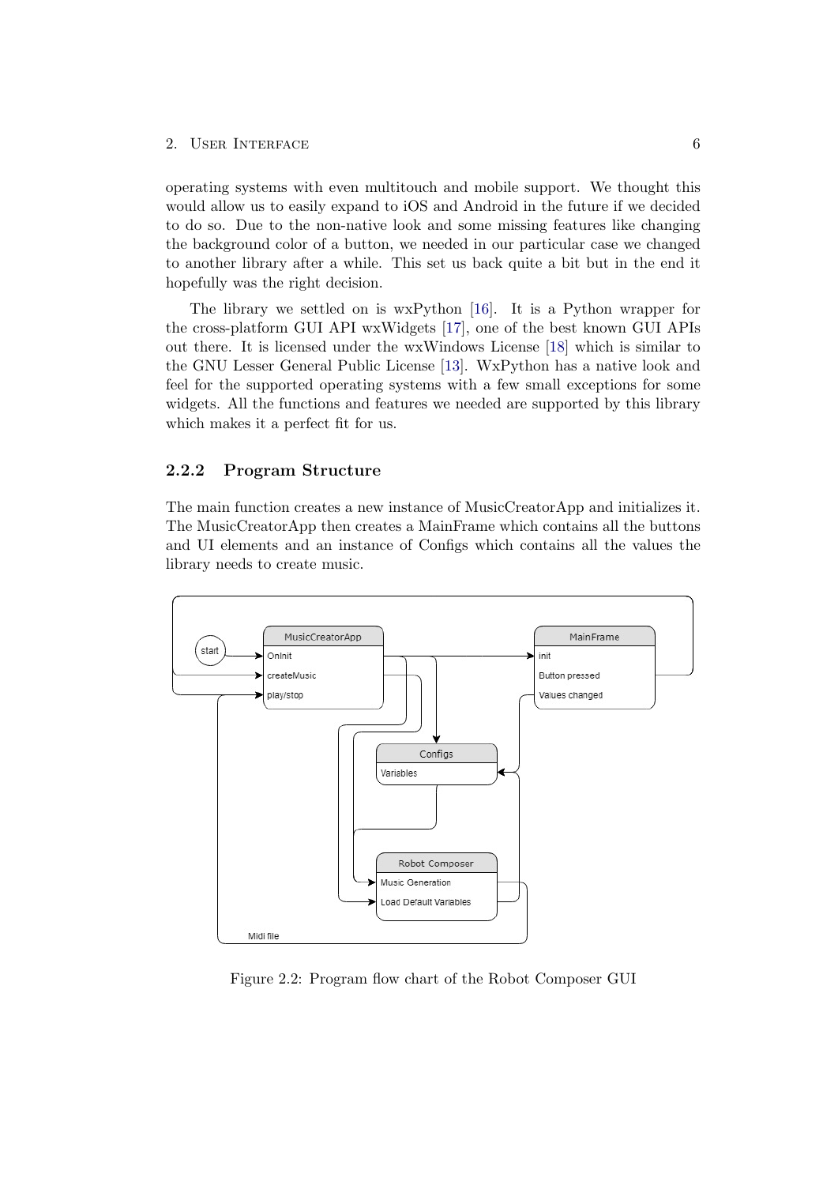operating systems with even multitouch and mobile support. We thought this would allow us to easily expand to iOS and Android in the future if we decided to do so. Due to the non-native look and some missing features like changing the background color of a button, we needed in our particular case we changed to another library after a while. This set us back quite a bit but in the end it hopefully was the right decision.

The library we settled on is wxPython [16]. It is a Python wrapper for the cross-platform GUI API wxWidgets [17], one of the best known GUI APIs out there. It is licensed under the wxWindows License [18] which is similar to the GNU Lesser General Public License [13]. WxPython has a native look and feel for the supported operating systems with a few small exceptions for some widgets. All the functions and features we needed are supported by this library which makes it a perfect fit for us.

### 2.2.2 Program Structure

The main function creates a new instance of MusicCreatorApp and initializes it. The MusicCreatorApp then creates a MainFrame which contains all the buttons and UI elements and an instance of Configs which contains all the values the library needs to create music.

Figure 2.2: Program flow chart of the Robot Composer GUI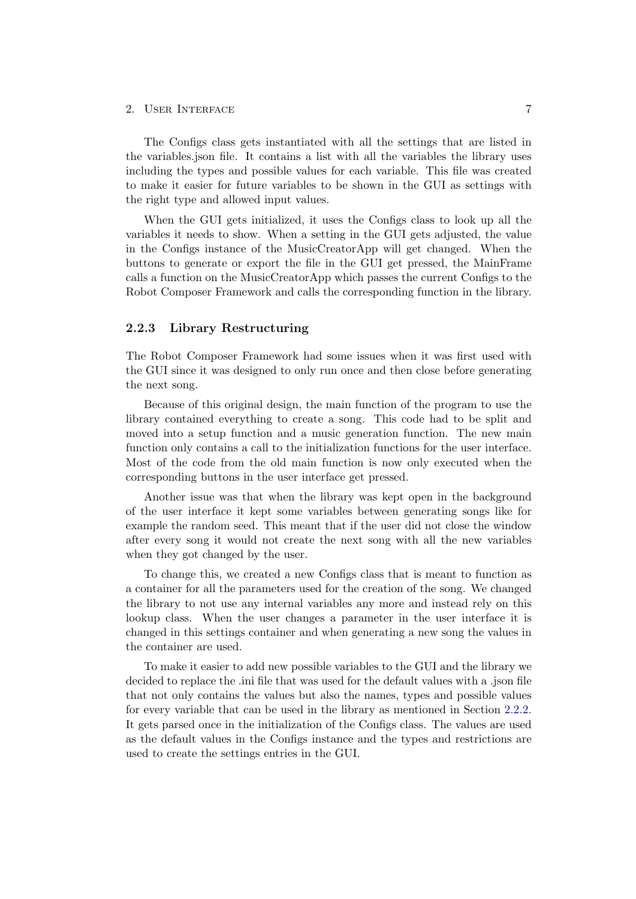The Configs class gets instantiated with all the settings that are listed in the variables.json file. It contains a list with all the variables the library uses including the types and possible values for each variable. This file was created to make it easier for future variables to be shown in the GUI as settings with the right type and allowed input values.

When the GUI gets initialized, it uses the Configs class to look up all the variables it needs to show. When a setting in the GUI gets adjusted, the value in the Configs instance of the MusicCreatorApp will get changed. When the buttons to generate or export the file in the GUI get pressed, the MainFrame calls a function on the MusicCreatorApp which passes the current Configs to the Robot Composer Framework and calls the corresponding function in the library.

### 2.2.3 Library Restructuring

The Robot Composer Framework had some issues when it was first used with the GUI since it was designed to only run once and then close before generating the next song.

Because of this original design, the main function of the program to use the library contained everything to create a song. This code had to be split and moved into a setup function and a music generation function. The new main function only contains a call to the initialization functions for the user interface. Most of the code from the old main function is now only executed when the corresponding buttons in the user interface get pressed.

Another issue was that when the library was kept open in the background of the user interface it kept some variables between generating songs like for example the random seed. This meant that if the user did not close the window after every song it would not create the next song with all the new variables when they got changed by the user.

To change this, we created a new Configs class that is meant to function as a container for all the parameters used for the creation of the song. We changed the library to not use any internal variables any more and instead rely on this lookup class. When the user changes a parameter in the user interface it is changed in this settings container and when generating a new song the values in the container are used.

To make it easier to add new possible variables to the GUI and the library we decided to replace the .ini file that was used for the default values with a .json file that not only contains the values but also the names, types and possible values for every variable that can be used in the library as mentioned in Section 2.2.2. It gets parsed once in the initialization of the Configs class. The values are used as the default values in the Configs instance and the types and restrictions are used to create the settings entries in the GUI.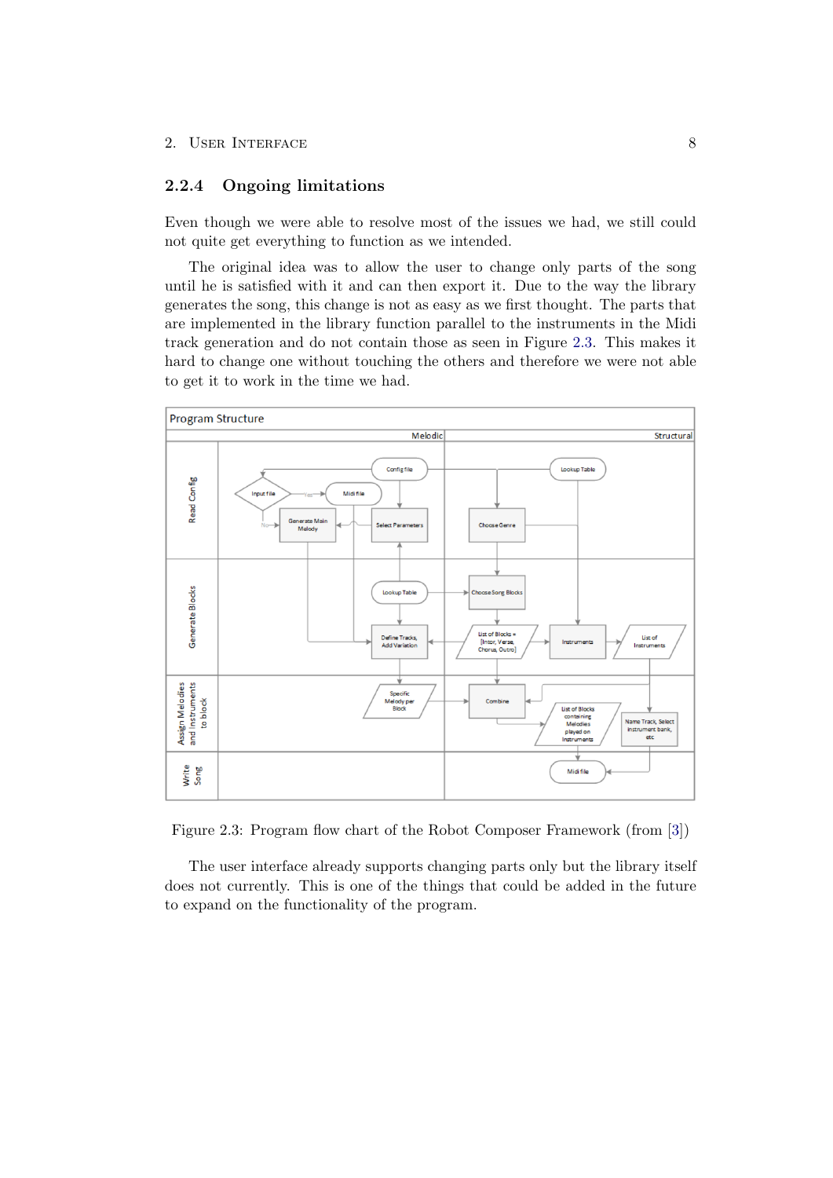### 2.2.4 Ongoing limitations

Even though we were able to resolve most of the issues we had, we still could not quite get everything to function as we intended.

The original idea was to allow the user to change only parts of the song until he is satisfied with it and can then export it. Due to the way the library generates the song, this change is not as easy as we first thought. The parts that are implemented in the library function parallel to the instruments in the Midi track generation and do not contain those as seen in Figure 2.3. This makes it hard to change one without touching the others and therefore we were not able to get it to work in the time we had.

Figure 2.3: Program flow chart of the Robot Composer Framework (from [3])

The user interface already supports changing parts only but the library itself does not currently. This is one of the things that could be added in the future to expand on the functionality of the program.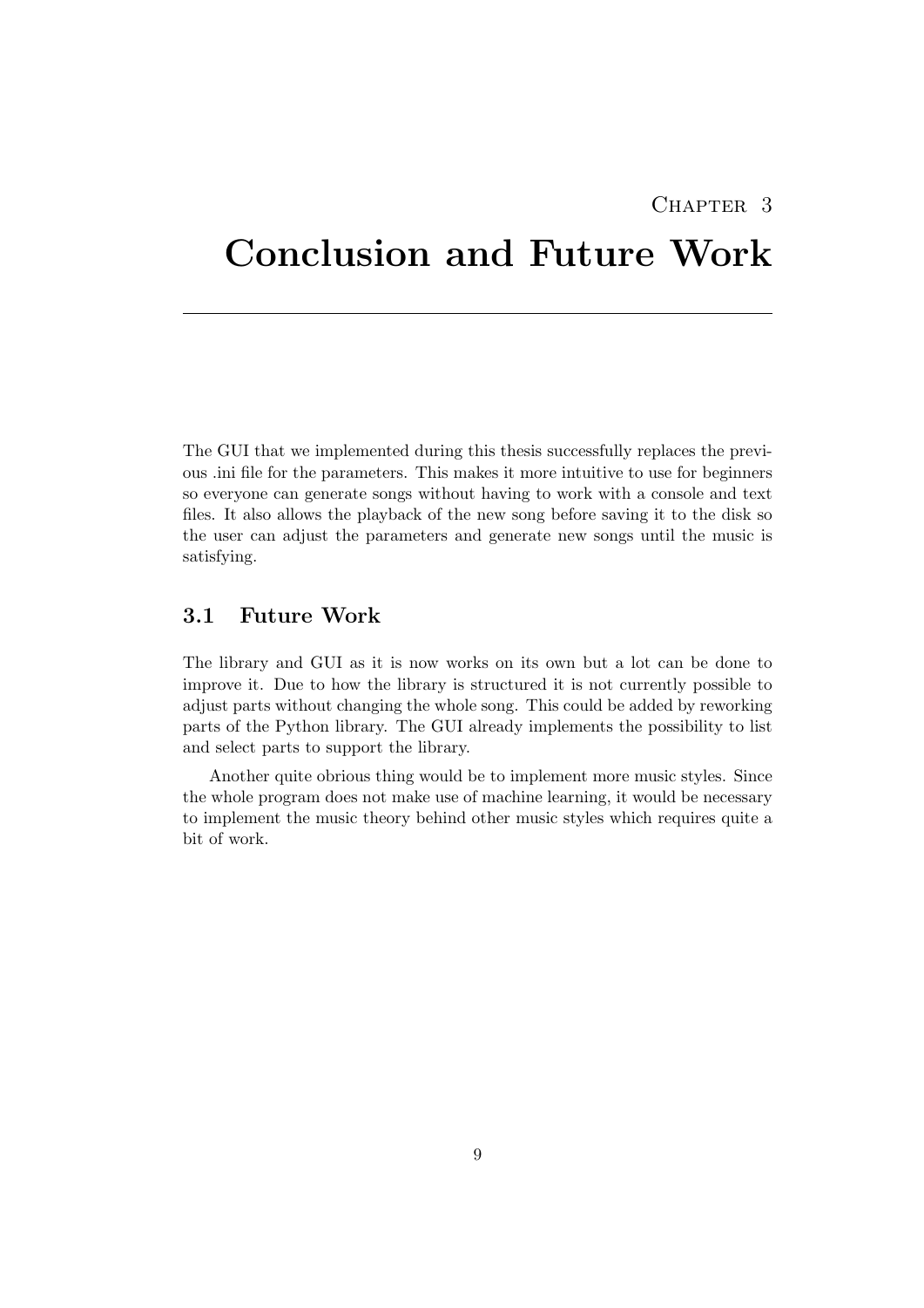# Chapter 3

# Conclusion and Future Work

The GUI that we implemented during this thesis successfully replaces the previous .ini file for the parameters. This makes it more intuitive to use for beginners so everyone can generate songs without having to work with a console and text files. It also allows the playback of the new song before saving it to the disk so the user can adjust the parameters and generate new songs until the music is satisfying.

## 3.1 Future Work

The library and GUI as it is now works on its own but a lot can be done to improve it. Due to how the library is structured it is not currently possible to adjust parts without changing the whole song. This could be added by reworking parts of the Python library. The GUI already implements the possibility to list and select parts to support the library.

Another quite obrious thing would be to implement more music styles. Since the whole program does not make use of machine learning, it would be necessary to implement the music theory behind other music styles which requires quite a bit of work.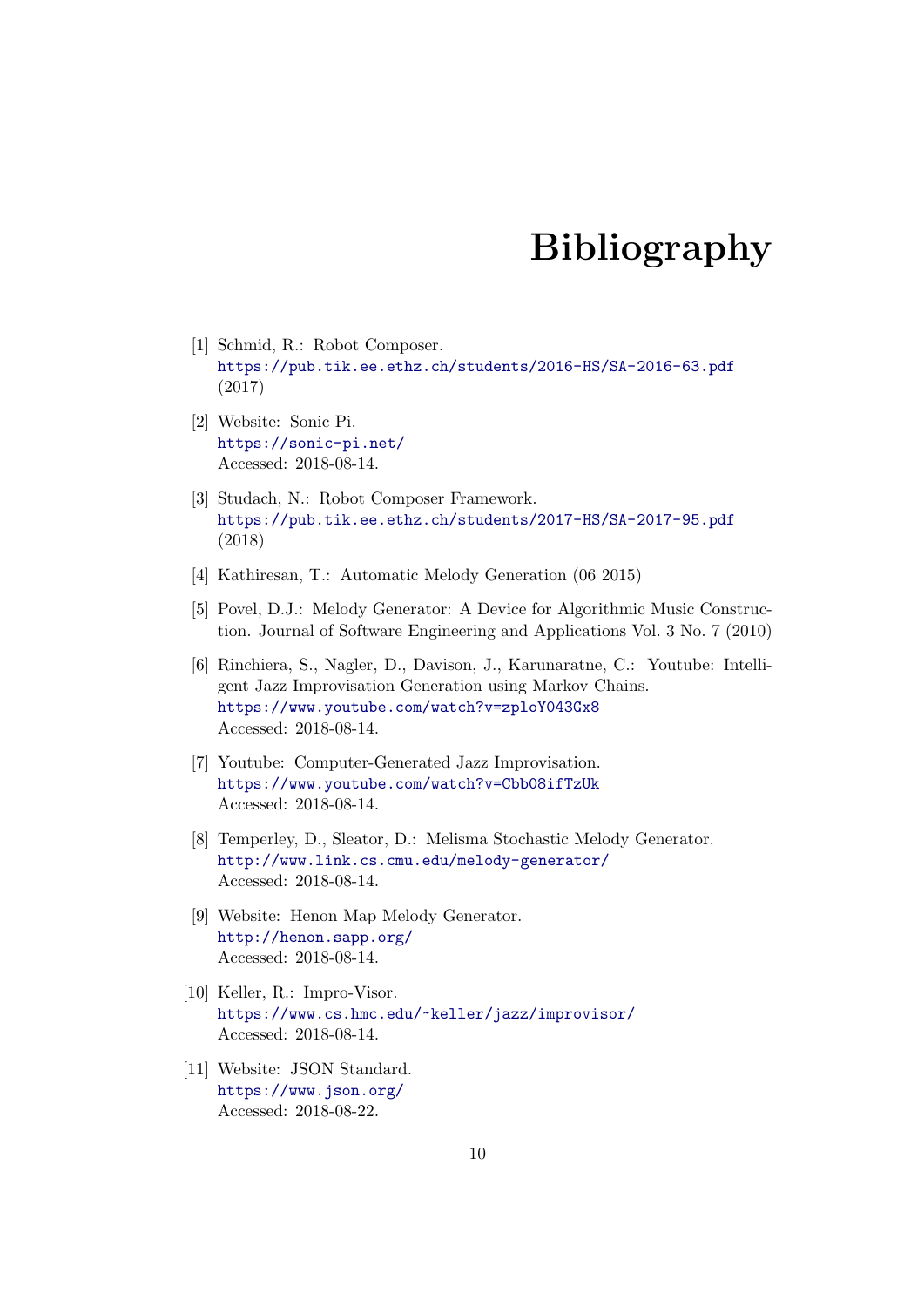# Bibliography

[1] Schmid, R.: Robot Composer.
https://pub.tik.ee.ethz.ch/students/2016-HS/SA-2016-63.pdf
(2017)

[2] Website: Sonic Pi.
https://sonic-pi.net/
Accessed: 2018-08-14.

[3] Studach, N.: Robot Composer Framework.
https://pub.tik.ee.ethz.ch/students/2017-HS/SA-2017-95.pdf
(2018)

[4] Kathiresan, T.: Automatic Melody Generation (06 2015)

[5] Povel, D.J.: Melody Generator: A Device for Algorithmic Music Construction. Journal of Software Engineering and Applications Vol. 3 No. 7 (2010)

[6] Rinchiera, S., Nagler, D., Davison, J., Karunaratne, C.: Youtube: Intelligent Jazz Improvisation Generation using Markov Chains.
https://www.youtube.com/watch?v=zploY043Gx8
Accessed: 2018-08-14.

[7] Youtube: Computer-Generated Jazz Improvisation.
https://www.youtube.com/watch?v=Cbb08ifTzUk
Accessed: 2018-08-14.

[8] Temperley, D., Sleator, D.: Melisma Stochastic Melody Generator.
http://www.link.cs.cmu.edu/melody-generator/
Accessed: 2018-08-14.

[9] Website: Henon Map Melody Generator.
http://henon.sapp.org/
Accessed: 2018-08-14.

[10] Keller, R.: Impro-Visor.
https://www.cs.hmc.edu/~keller/jazz/improvisor/
Accessed: 2018-08-14.

[11] Website: JSON Standard.
https://www.json.org/
Accessed: 2018-08-22.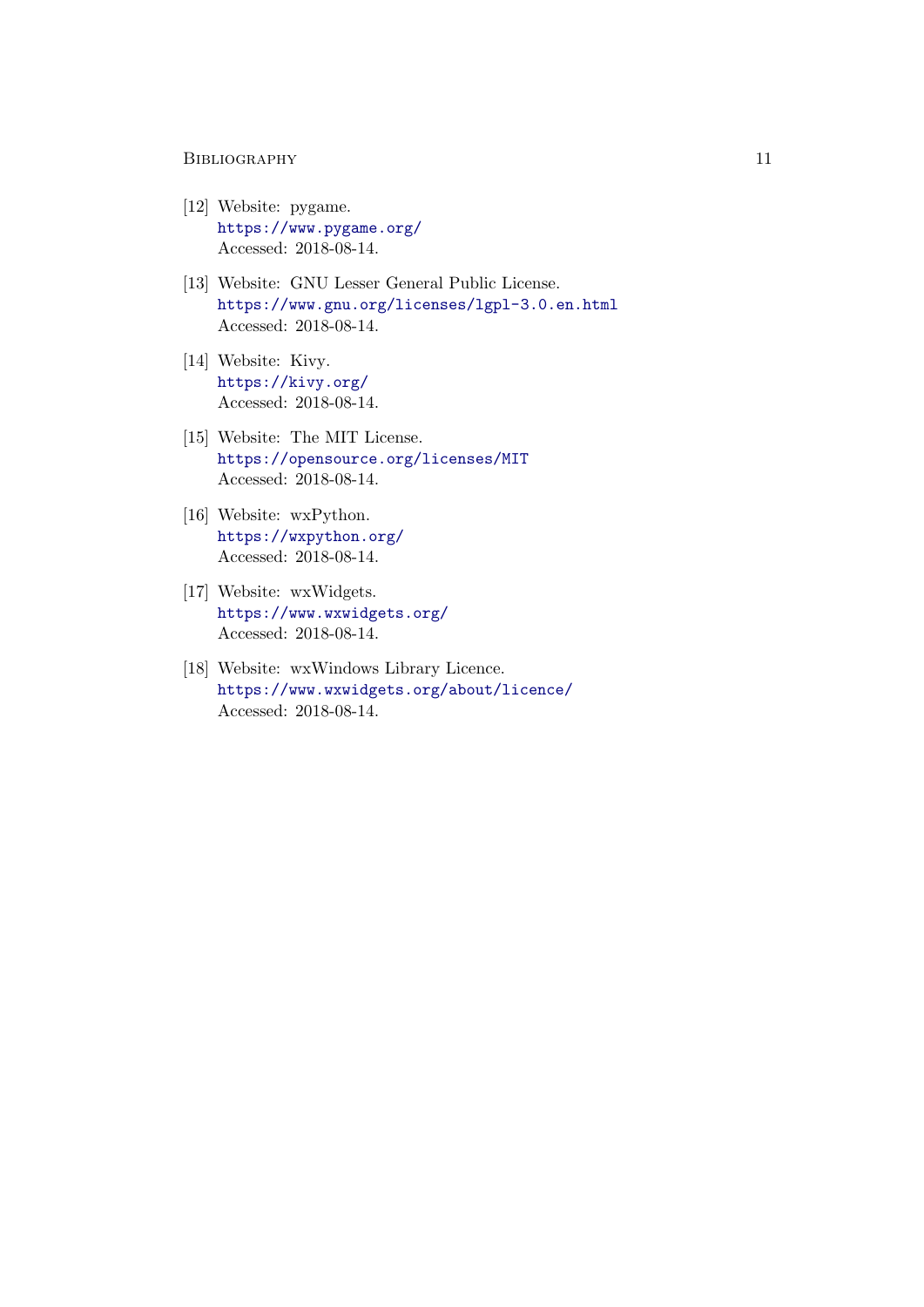[12] Website: pygame.
https://www.pygame.org/
Accessed: 2018-08-14.

[13] Website: GNU Lesser General Public License.
https://www.gnu.org/licenses/lgpl-3.0.en.html
Accessed: 2018-08-14.

[14] Website: Kivy.
https://kivy.org/
Accessed: 2018-08-14.

[15] Website: The MIT License.
https://opensource.org/licenses/MIT
Accessed: 2018-08-14.

[16] Website: wxPython.
https://wxpython.org/
Accessed: 2018-08-14.

[17] Website: wxWidgets.
https://www.wxwidgets.org/
Accessed: 2018-08-14.

[18] Website: wxWindows Library Licence.
https://www.wxwidgets.org/about/licence/
Accessed: 2018-08-14.